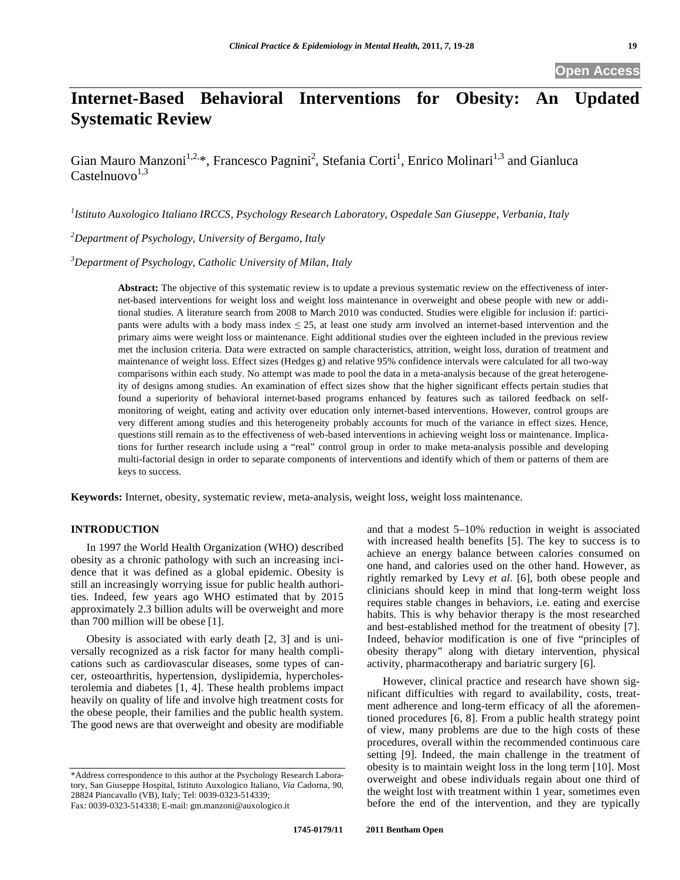Open Access

# Internet-Based Behavioral Interventions for Obesity: An Updated Systematic Review

Gian Mauro Manzoni[1,2,*], Francesco Pagnini[2], Stefania Corti[1], Enrico Molinari[1,3] and Gianluca Castelnuovo[1,3]

[1]*Istituto Auxologico Italiano IRCCS, Psychology Research Laboratory, Ospedale San Giuseppe, Verbania, Italy*

[2]*Department of Psychology, University of Bergamo, Italy*

[3]*Department of Psychology, Catholic University of Milan, Italy*

**Abstract:** The objective of this systematic review is to update a previous systematic review on the effectiveness of internet-based interventions for weight loss and weight loss maintenance in overweight and obese people with new or additional studies. A literature search from 2008 to March 2010 was conducted. Studies were eligible for inclusion if: participants were adults with a body mass index ≤ 25, at least one study arm involved an internet-based intervention and the primary aims were weight loss or maintenance. Eight additional studies over the eighteen included in the previous review met the inclusion criteria. Data were extracted on sample characteristics, attrition, weight loss, duration of treatment and maintenance of weight loss. Effect sizes (Hedges g) and relative 95% confidence intervals were calculated for all two-way comparisons within each study. No attempt was made to pool the data in a meta-analysis because of the great heterogeneity of designs among studies. An examination of effect sizes show that the higher significant effects pertain studies that found a superiority of behavioral internet-based programs enhanced by features such as tailored feedback on self-monitoring of weight, eating and activity over education only internet-based interventions. However, control groups are very different among studies and this heterogeneity probably accounts for much of the variance in effect sizes. Hence, questions still remain as to the effectiveness of web-based interventions in achieving weight loss or maintenance. Implications for further research include using a "real" control group in order to make meta-analysis possible and developing multi-factorial design in order to separate components of interventions and identify which of them or patterns of them are keys to success.

**Keywords:** Internet, obesity, systematic review, meta-analysis, weight loss, weight loss maintenance.

## INTRODUCTION

In 1997 the World Health Organization (WHO) described obesity as a chronic pathology with such an increasing incidence that it was defined as a global epidemic. Obesity is still an increasingly worrying issue for public health authorities. Indeed, few years ago WHO estimated that by 2015 approximately 2.3 billion adults will be overweight and more than 700 million will be obese [1].

Obesity is associated with early death [2, 3] and is universally recognized as a risk factor for many health complications such as cardiovascular diseases, some types of cancer, osteoarthritis, hypertension, dyslipidemia, hypercholesterolemia and diabetes [1, 4]. These health problems impact heavily on quality of life and involve high treatment costs for the obese people, their families and the public health system. The good news are that overweight and obesity are modifiable and that a modest 5–10% reduction in weight is associated with increased health benefits [5]. The key to success is to achieve an energy balance between calories consumed on one hand, and calories used on the other hand. However, as rightly remarked by Levy *et al.* [6], both obese people and clinicians should keep in mind that long-term weight loss requires stable changes in behaviors, i.e. eating and exercise habits. This is why behavior therapy is the most researched and best-established method for the treatment of obesity [7]. Indeed, behavior modification is one of five "principles of obesity therapy" along with dietary intervention, physical activity, pharmacotherapy and bariatric surgery [6].

However, clinical practice and research have shown significant difficulties with regard to availability, costs, treatment adherence and long-term efficacy of all the aforementioned procedures [6, 8]. From a public health strategy point of view, many problems are due to the high costs of these procedures, overall within the recommended continuous care setting [9]. Indeed, the main challenge in the treatment of obesity is to maintain weight loss in the long term [10]. Most overweight and obese individuals regain about one third of the weight lost with treatment within 1 year, sometimes even before the end of the intervention, and they are typically

*Address correspondence to this author at the Psychology Research Laboratory, San Giuseppe Hospital, Istituto Auxologico Italiano, *Via* Cadorna, 90, 28824 Piancavallo (VB), Italy; Tel: 0039-0323-514339; Fax: 0039-0323-514338; E-mail: gm.manzoni@auxologico.it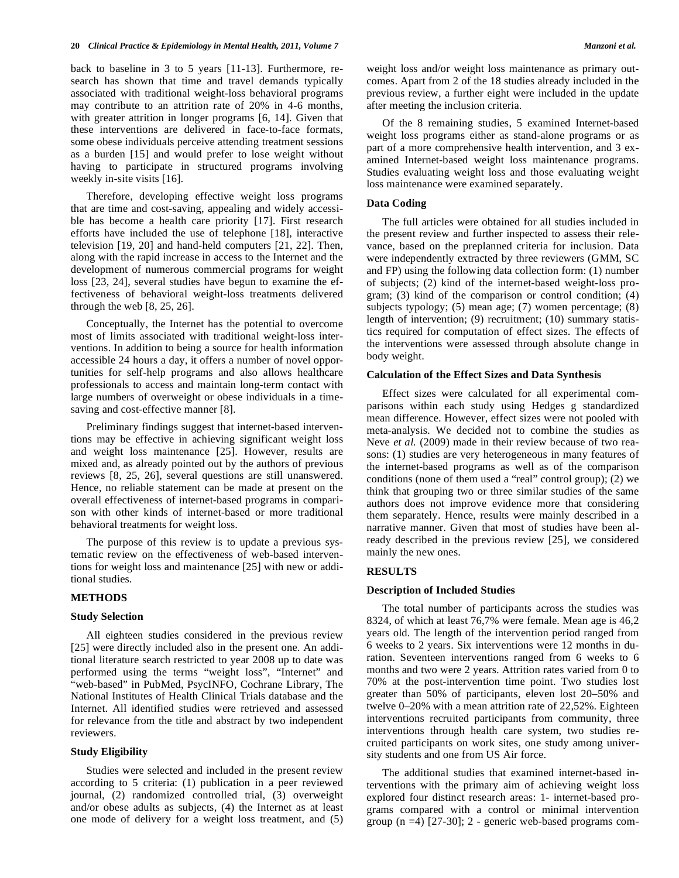back to baseline in 3 to 5 years [11-13]. Furthermore, research has shown that time and travel demands typically associated with traditional weight-loss behavioral programs may contribute to an attrition rate of 20% in 4-6 months, with greater attrition in longer programs [6, 14]. Given that these interventions are delivered in face-to-face formats, some obese individuals perceive attending treatment sessions as a burden [15] and would prefer to lose weight without having to participate in structured programs involving weekly in-site visits [16].

Therefore, developing effective weight loss programs that are time and cost-saving, appealing and widely accessible has become a health care priority [17]. First research efforts have included the use of telephone [18], interactive television [19, 20] and hand-held computers [21, 22]. Then, along with the rapid increase in access to the Internet and the development of numerous commercial programs for weight loss [23, 24], several studies have begun to examine the effectiveness of behavioral weight-loss treatments delivered through the web [8, 25, 26].

Conceptually, the Internet has the potential to overcome most of limits associated with traditional weight-loss interventions. In addition to being a source for health information accessible 24 hours a day, it offers a number of novel opportunities for self-help programs and also allows healthcare professionals to access and maintain long-term contact with large numbers of overweight or obese individuals in a time-saving and cost-effective manner [8].

Preliminary findings suggest that internet-based interventions may be effective in achieving significant weight loss and weight loss maintenance [25]. However, results are mixed and, as already pointed out by the authors of previous reviews [8, 25, 26], several questions are still unanswered. Hence, no reliable statement can be made at present on the overall effectiveness of internet-based programs in comparison with other kinds of internet-based or more traditional behavioral treatments for weight loss.

The purpose of this review is to update a previous systematic review on the effectiveness of web-based interventions for weight loss and maintenance [25] with new or additional studies.

## METHODS

### Study Selection

All eighteen studies considered in the previous review [25] were directly included also in the present one. An additional literature search restricted to year 2008 up to date was performed using the terms "weight loss", "Internet" and "web-based" in PubMed, PsycINFO, Cochrane Library, The National Institutes of Health Clinical Trials database and the Internet. All identified studies were retrieved and assessed for relevance from the title and abstract by two independent reviewers.

### Study Eligibility

Studies were selected and included in the present review according to 5 criteria: (1) publication in a peer reviewed journal, (2) randomized controlled trial, (3) overweight and/or obese adults as subjects, (4) the Internet as at least one mode of delivery for a weight loss treatment, and (5) weight loss and/or weight loss maintenance as primary outcomes. Apart from 2 of the 18 studies already included in the previous review, a further eight were included in the update after meeting the inclusion criteria.

Of the 8 remaining studies, 5 examined Internet-based weight loss programs either as stand-alone programs or as part of a more comprehensive health intervention, and 3 examined Internet-based weight loss maintenance programs. Studies evaluating weight loss and those evaluating weight loss maintenance were examined separately.

### Data Coding

The full articles were obtained for all studies included in the present review and further inspected to assess their relevance, based on the preplanned criteria for inclusion. Data were independently extracted by three reviewers (GMM, SC and FP) using the following data collection form: (1) number of subjects; (2) kind of the internet-based weight-loss program; (3) kind of the comparison or control condition; (4) subjects typology; (5) mean age; (7) women percentage; (8) length of intervention; (9) recruitment; (10) summary statistics required for computation of effect sizes. The effects of the interventions were assessed through absolute change in body weight.

### Calculation of the Effect Sizes and Data Synthesis

Effect sizes were calculated for all experimental comparisons within each study using Hedges g standardized mean difference. However, effect sizes were not pooled with meta-analysis. We decided not to combine the studies as Neve *et al.* (2009) made in their review because of two reasons: (1) studies are very heterogeneous in many features of the internet-based programs as well as of the comparison conditions (none of them used a "real" control group); (2) we think that grouping two or three similar studies of the same authors does not improve evidence more that considering them separately. Hence, results were mainly described in a narrative manner. Given that most of studies have been already described in the previous review [25], we considered mainly the new ones.

## RESULTS

### Description of Included Studies

The total number of participants across the studies was 8324, of which at least 76,7% were female. Mean age is 46,2 years old. The length of the intervention period ranged from 6 weeks to 2 years. Six interventions were 12 months in duration. Seventeen interventions ranged from 6 weeks to 6 months and two were 2 years. Attrition rates varied from 0 to 70% at the post-intervention time point. Two studies lost greater than 50% of participants, eleven lost 20–50% and twelve 0–20% with a mean attrition rate of 22,52%. Eighteen interventions recruited participants from community, three interventions through health care system, two studies recruited participants on work sites, one study among university students and one from US Air force.

The additional studies that examined internet-based interventions with the primary aim of achieving weight loss explored four distinct research areas: 1- internet-based programs compared with a control or minimal intervention group (n =4) [27-30]; 2 - generic web-based programs com-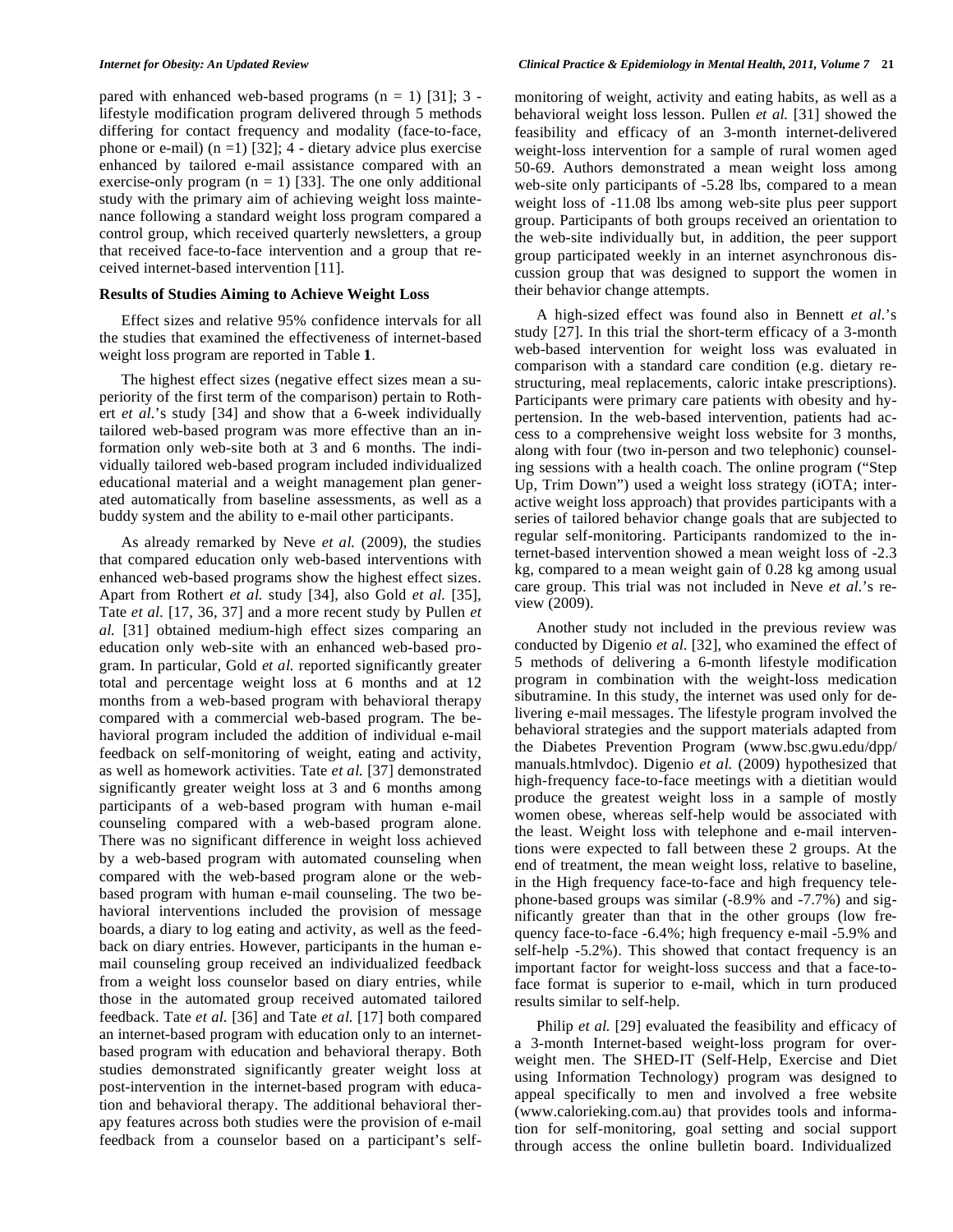pared with enhanced web-based programs (n = 1) [31]; 3 - lifestyle modification program delivered through 5 methods differing for contact frequency and modality (face-to-face, phone or e-mail) (n =1) [32]; 4 - dietary advice plus exercise enhanced by tailored e-mail assistance compared with an exercise-only program (n = 1) [33]. The one only additional study with the primary aim of achieving weight loss maintenance following a standard weight loss program compared a control group, which received quarterly newsletters, a group that received face-to-face intervention and a group that received internet-based intervention [11].

### Results of Studies Aiming to Achieve Weight Loss

Effect sizes and relative 95% confidence intervals for all the studies that examined the effectiveness of internet-based weight loss program are reported in Table **1**.

The highest effect sizes (negative effect sizes mean a superiority of the first term of the comparison) pertain to Rothert *et al.*'s study [34] and show that a 6-week individually tailored web-based program was more effective than an information only web-site both at 3 and 6 months. The individually tailored web-based program included individualized educational material and a weight management plan generated automatically from baseline assessments, as well as a buddy system and the ability to e-mail other participants.

As already remarked by Neve *et al.* (2009), the studies that compared education only web-based interventions with enhanced web-based programs show the highest effect sizes. Apart from Rothert *et al.* study [34], also Gold *et al.* [35], Tate *et al.* [17, 36, 37] and a more recent study by Pullen *et al.* [31] obtained medium-high effect sizes comparing an education only web-site with an enhanced web-based program. In particular, Gold *et al.* reported significantly greater total and percentage weight loss at 6 months and at 12 months from a web-based program with behavioral therapy compared with a commercial web-based program. The behavioral program included the addition of individual e-mail feedback on self-monitoring of weight, eating and activity, as well as homework activities. Tate *et al.* [37] demonstrated significantly greater weight loss at 3 and 6 months among participants of a web-based program with human e-mail counseling compared with a web-based program alone. There was no significant difference in weight loss achieved by a web-based program with automated counseling when compared with the web-based program alone or the web-based program with human e-mail counseling. The two behavioral interventions included the provision of message boards, a diary to log eating and activity, as well as the feedback on diary entries. However, participants in the human e-mail counseling group received an individualized feedback from a weight loss counselor based on diary entries, while those in the automated group received automated tailored feedback. Tate *et al.* [36] and Tate *et al.* [17] both compared an internet-based program with education only to an internet-based program with education and behavioral therapy. Both studies demonstrated significantly greater weight loss at post-intervention in the internet-based program with education and behavioral therapy. The additional behavioral therapy features across both studies were the provision of e-mail feedback from a counselor based on a participant's self-monitoring of weight, activity and eating habits, as well as a behavioral weight loss lesson. Pullen *et al.* [31] showed the feasibility and efficacy of an 3-month internet-delivered weight-loss intervention for a sample of rural women aged 50-69. Authors demonstrated a mean weight loss among web-site only participants of -5.28 lbs, compared to a mean weight loss of -11.08 lbs among web-site plus peer support group. Participants of both groups received an orientation to the web-site individually but, in addition, the peer support group participated weekly in an internet asynchronous discussion group that was designed to support the women in their behavior change attempts.

A high-sized effect was found also in Bennett *et al.*'s study [27]. In this trial the short-term efficacy of a 3-month web-based intervention for weight loss was evaluated in comparison with a standard care condition (e.g. dietary restructuring, meal replacements, caloric intake prescriptions). Participants were primary care patients with obesity and hypertension. In the web-based intervention, patients had access to a comprehensive weight loss website for 3 months, along with four (two in-person and two telephonic) counseling sessions with a health coach. The online program ("Step Up, Trim Down") used a weight loss strategy (iOTA; interactive weight loss approach) that provides participants with a series of tailored behavior change goals that are subjected to regular self-monitoring. Participants randomized to the internet-based intervention showed a mean weight loss of -2.3 kg, compared to a mean weight gain of 0.28 kg among usual care group. This trial was not included in Neve *et al.*'s review (2009).

Another study not included in the previous review was conducted by Digenio *et al.* [32], who examined the effect of 5 methods of delivering a 6-month lifestyle modification program in combination with the weight-loss medication sibutramine. In this study, the internet was used only for delivering e-mail messages. The lifestyle program involved the behavioral strategies and the support materials adapted from the Diabetes Prevention Program (www.bsc.gwu.edu/dpp/manuals.htmlvdoc). Digenio *et al.* (2009) hypothesized that high-frequency face-to-face meetings with a dietitian would produce the greatest weight loss in a sample of mostly women obese, whereas self-help would be associated with the least. Weight loss with telephone and e-mail interventions were expected to fall between these 2 groups. At the end of treatment, the mean weight loss, relative to baseline, in the High frequency face-to-face and high frequency telephone-based groups was similar (-8.9% and -7.7%) and significantly greater than that in the other groups (low frequency face-to-face -6.4%; high frequency e-mail -5.9% and self-help -5.2%). This showed that contact frequency is an important factor for weight-loss success and that a face-to-face format is superior to e-mail, which in turn produced results similar to self-help.

Philip *et al.* [29] evaluated the feasibility and efficacy of a 3-month Internet-based weight-loss program for overweight men. The SHED-IT (Self-Help, Exercise and Diet using Information Technology) program was designed to appeal specifically to men and involved a free website (www.calorieking.com.au) that provides tools and information for self-monitoring, goal setting and social support through access the online bulletin board. Individualized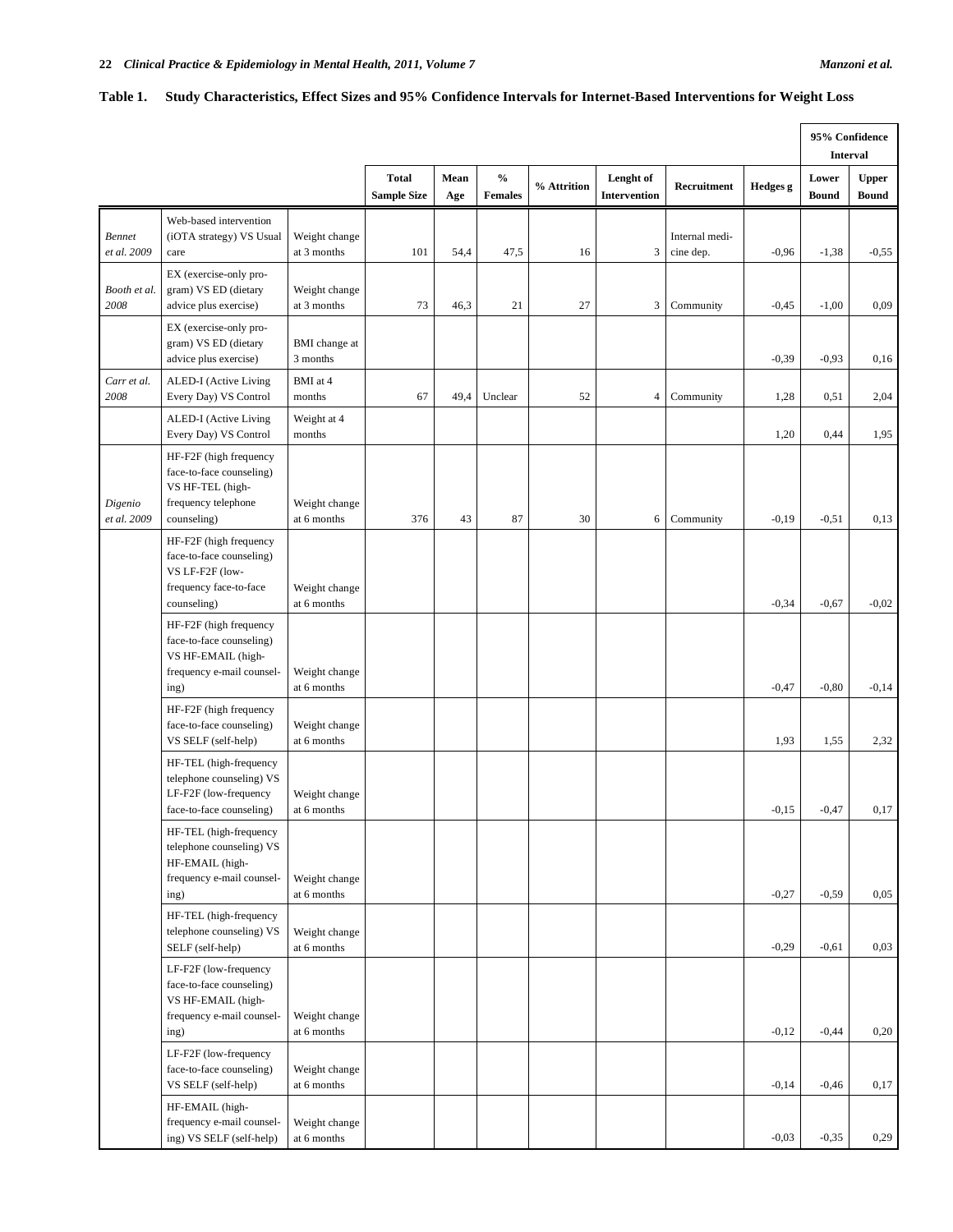**Table 1. Study Characteristics, Effect Sizes and 95% Confidence Intervals for Internet-Based Interventions for Weight Loss**

| | | | Total Sample Size | Mean Age | % Females | % Attrition | Lenght of Intervention | Recruitment | Hedges g | 95% Confidence Interval | |
|---|---|---|---|---|---|---|---|---|---|---|---|
| | | | | | | | | | | Lower Bound | Upper Bound |
| *Bennet et al. 2009* | Web-based intervention (iOTA strategy) VS Usual care | Weight change at 3 months | 101 | 54,4 | 47,5 | 16 | 3 | Internal medicine dep. | -0,96 | -1,38 | -0,55 |
| *Booth et al. 2008* | EX (exercise-only program) VS ED (dietary advice plus exercise) | Weight change at 3 months | 73 | 46,3 | 21 | 27 | 3 | Community | -0,45 | -1,00 | 0,09 |
| | EX (exercise-only program) VS ED (dietary advice plus exercise) | BMI change at 3 months | | | | | | | -0,39 | -0,93 | 0,16 |
| *Carr et al. 2008* | ALED-I (Active Living Every Day) VS Control | BMI at 4 months | 67 | 49,4 | Unclear | 52 | 4 | Community | 1,28 | 0,51 | 2,04 |
| | ALED-I (Active Living Every Day) VS Control | Weight at 4 months | | | | | | | 1,20 | 0,44 | 1,95 |
| *Digenio et al. 2009* | HF-F2F (high frequency face-to-face counseling) VS HF-TEL (high-frequency telephone counseling) | Weight change at 6 months | 376 | 43 | 87 | 30 | 6 | Community | -0,19 | -0,51 | 0,13 |
| | HF-F2F (high frequency face-to-face counseling) VS LF-F2F (low-frequency face-to-face counseling) | Weight change at 6 months | | | | | | | -0,34 | -0,67 | -0,02 |
| | HF-F2F (high frequency face-to-face counseling) VS HF-EMAIL (high-frequency e-mail counseling) | Weight change at 6 months | | | | | | | -0,47 | -0,80 | -0,14 |
| | HF-F2F (high frequency face-to-face counseling) VS SELF (self-help) | Weight change at 6 months | | | | | | | 1,93 | 1,55 | 2,32 |
| | HF-TEL (high-frequency telephone counseling) VS LF-F2F (low-frequency face-to-face counseling) | Weight change at 6 months | | | | | | | -0,15 | -0,47 | 0,17 |
| | HF-TEL (high-frequency telephone counseling) VS HF-EMAIL (high-frequency e-mail counseling) | Weight change at 6 months | | | | | | | -0,27 | -0,59 | 0,05 |
| | HF-TEL (high-frequency telephone counseling) VS SELF (self-help) | Weight change at 6 months | | | | | | | -0,29 | -0,61 | 0,03 |
| | LF-F2F (low-frequency face-to-face counseling) VS HF-EMAIL (high-frequency e-mail counseling) | Weight change at 6 months | | | | | | | -0,12 | -0,44 | 0,20 |
| | LF-F2F (low-frequency face-to-face counseling) VS SELF (self-help) | Weight change at 6 months | | | | | | | -0,14 | -0,46 | 0,17 |
| | HF-EMAIL (high-frequency e-mail counseling) VS SELF (self-help) | Weight change at 6 months | | | | | | | -0,03 | -0,35 | 0,29 |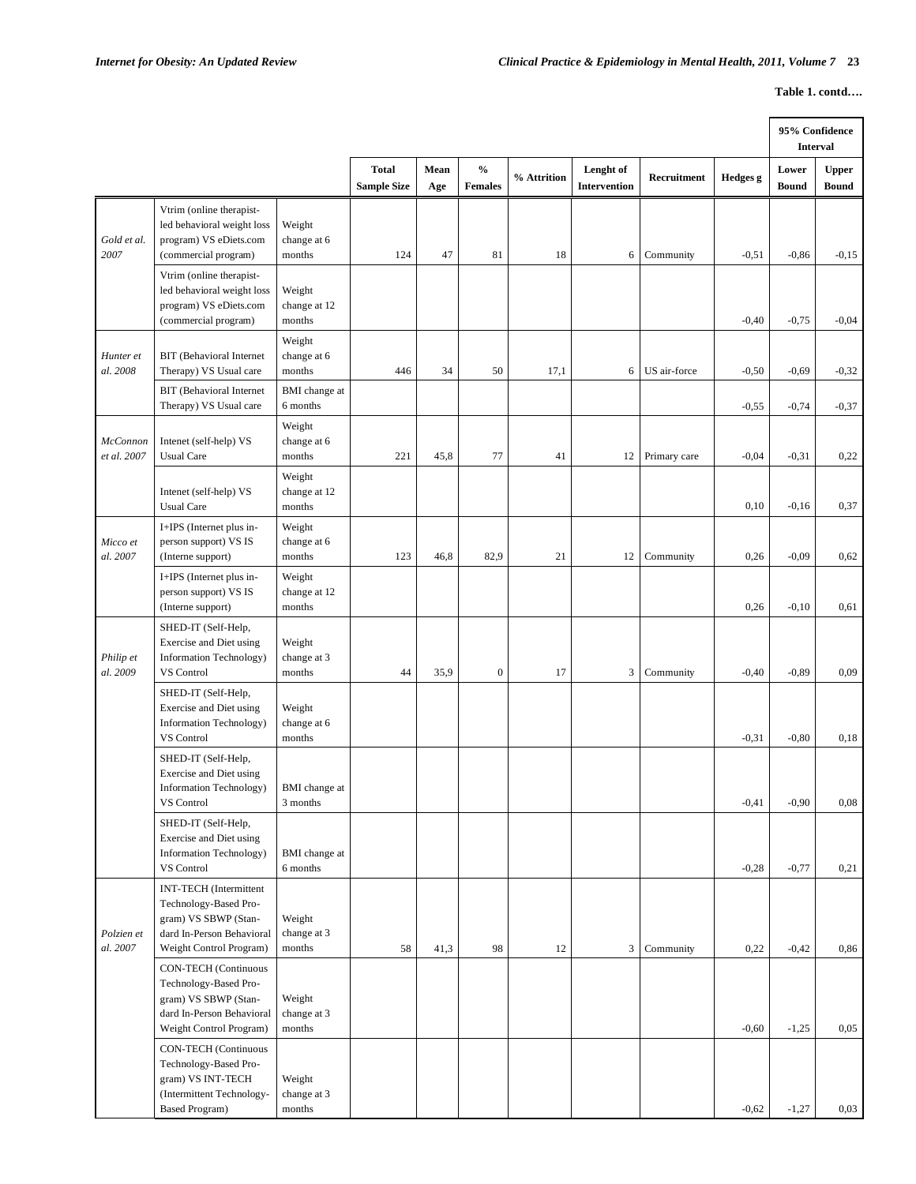**Table 1. contd….**

| | | | Total Sample Size | Mean Age | % Females | % Attrition | Lenght of Intervention | Recruitment | Hedges g | 95% Confidence Interval | |
|---|---|---|---|---|---|---|---|---|---|---|---|
| | | | | | | | | | | Lower Bound | Upper Bound |
| *Gold et al. 2007* | Vtrim (online therapist-led behavioral weight loss program) VS eDiets.com (commercial program) | Weight change at 6 months | 124 | 47 | 81 | 18 | 6 | Community | -0,51 | -0,86 | -0,15 |
| | Vtrim (online therapist-led behavioral weight loss program) VS eDiets.com (commercial program) | Weight change at 12 months | | | | | | | -0,40 | -0,75 | -0,04 |
| *Hunter et al. 2008* | BIT (Behavioral Internet Therapy) VS Usual care | Weight change at 6 months | 446 | 34 | 50 | 17,1 | 6 | US air-force | -0,50 | -0,69 | -0,32 |
| | BIT (Behavioral Internet Therapy) VS Usual care | BMI change at 6 months | | | | | | | -0,55 | -0,74 | -0,37 |
| *McConnon et al. 2007* | Intenet (self-help) VS Usual Care | Weight change at 6 months | 221 | 45,8 | 77 | 41 | 12 | Primary care | -0,04 | -0,31 | 0,22 |
| | Intenet (self-help) VS Usual Care | Weight change at 12 months | | | | | | | 0,10 | -0,16 | 0,37 |
| *Micco et al. 2007* | I+IPS (Internet plus in-person support) VS IS (Interne support) | Weight change at 6 months | 123 | 46,8 | 82,9 | 21 | 12 | Community | 0,26 | -0,09 | 0,62 |
| | I+IPS (Internet plus in-person support) VS IS (Interne support) | Weight change at 12 months | | | | | | | 0,26 | -0,10 | 0,61 |
| *Philip et al. 2009* | SHED-IT (Self-Help, Exercise and Diet using Information Technology) VS Control | Weight change at 3 months | 44 | 35,9 | 0 | 17 | 3 | Community | -0,40 | -0,89 | 0,09 |
| | SHED-IT (Self-Help, Exercise and Diet using Information Technology) VS Control | Weight change at 6 months | | | | | | | -0,31 | -0,80 | 0,18 |
| | SHED-IT (Self-Help, Exercise and Diet using Information Technology) VS Control | BMI change at 3 months | | | | | | | -0,41 | -0,90 | 0,08 |
| | SHED-IT (Self-Help, Exercise and Diet using Information Technology) VS Control | BMI change at 6 months | | | | | | | -0,28 | -0,77 | 0,21 |
| *Polzien et al. 2007* | INT-TECH (Intermittent Technology-Based Program) VS SBWP (Standard In-Person Behavioral Weight Control Program) | Weight change at 3 months | 58 | 41,3 | 98 | 12 | 3 | Community | 0,22 | -0,42 | 0,86 |
| | CON-TECH (Continuous Technology-Based Program) VS SBWP (Standard In-Person Behavioral Weight Control Program) | Weight change at 3 months | | | | | | | -0,60 | -1,25 | 0,05 |
| | CON-TECH (Continuous Technology-Based Program) VS INT-TECH (Intermittent Technology-Based Program) | Weight change at 3 months | | | | | | | -0,62 | -1,27 | 0,03 |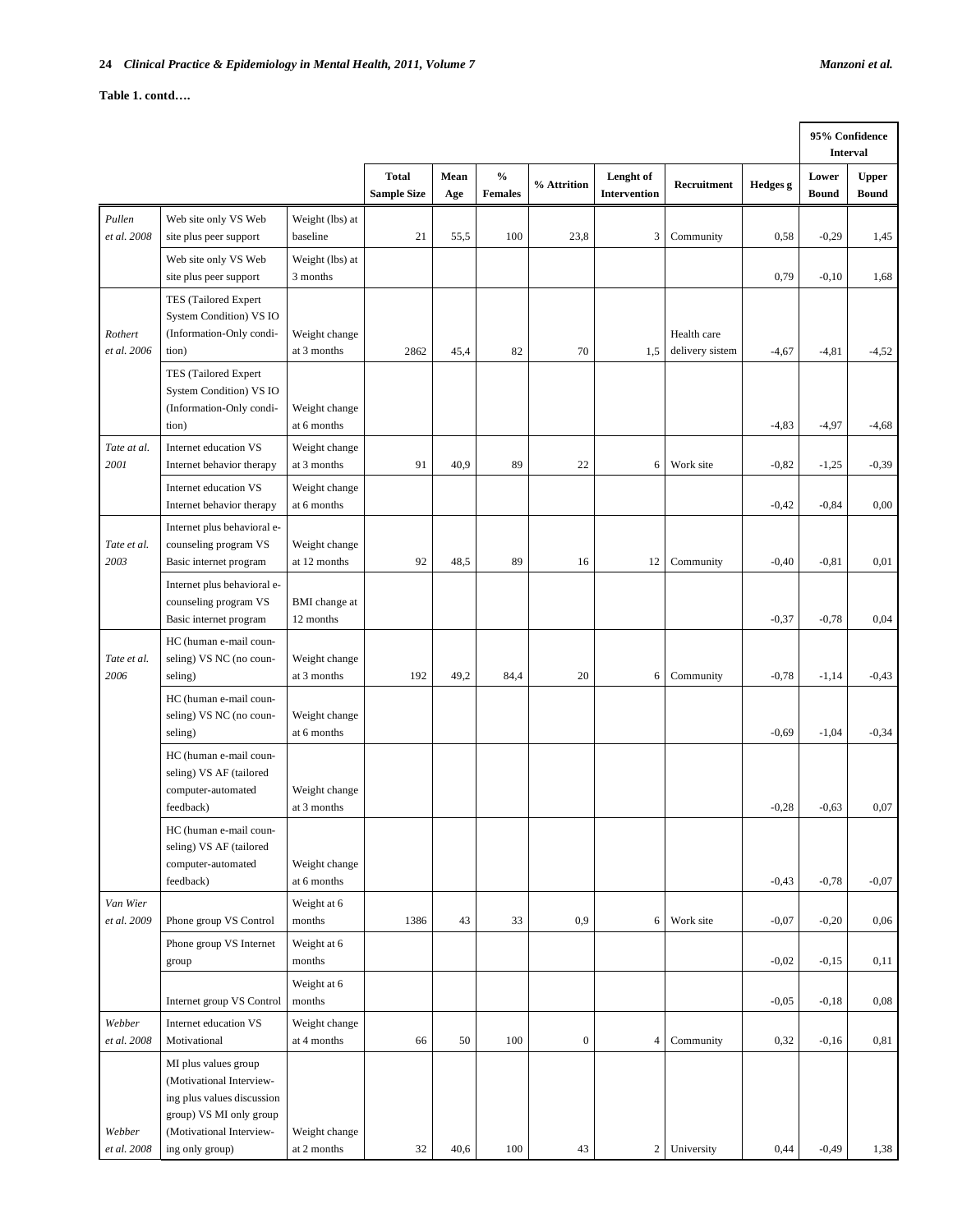**Table 1. contd….**

| | | | Total Sample Size | Mean Age | % Females | % Attrition | Lenght of Intervention | Recruitment | Hedges g | 95% Confidence Interval | |
|---|---|---|---|---|---|---|---|---|---|---|---|
| | | | | | | | | | | Lower Bound | Upper Bound |
| *Pullen et al. 2008* | Web site only VS Web site plus peer support | Weight (lbs) at baseline | 21 | 55,5 | 100 | 23,8 | 3 | Community | 0,58 | -0,29 | 1,45 |
| | Web site only VS Web site plus peer support | Weight (lbs) at 3 months | | | | | | | 0,79 | -0,10 | 1,68 |
| *Rothert et al. 2006* | TES (Tailored Expert System Condition) VS IO (Information-Only condition) | Weight change at 3 months | 2862 | 45,4 | 82 | 70 | 1,5 | Health care delivery sistem | -4,67 | -4,81 | -4,52 |
| | TES (Tailored Expert System Condition) VS IO (Information-Only condition) | Weight change at 6 months | | | | | | | -4,83 | -4,97 | -4,68 |
| *Tate at al. 2001* | Internet education VS Internet behavior therapy | Weight change at 3 months | 91 | 40,9 | 89 | 22 | 6 | Work site | -0,82 | -1,25 | -0,39 |
| | Internet education VS Internet behavior therapy | Weight change at 6 months | | | | | | | -0,42 | -0,84 | 0,00 |
| *Tate et al. 2003* | Internet plus behavioral e-counseling program VS Basic internet program | Weight change at 12 months | 92 | 48,5 | 89 | 16 | 12 | Community | -0,40 | -0,81 | 0,01 |
| | Internet plus behavioral e-counseling program VS Basic internet program | BMI change at 12 months | | | | | | | -0,37 | -0,78 | 0,04 |
| *Tate et al. 2006* | HC (human e-mail counseling) VS NC (no counseling) | Weight change at 3 months | 192 | 49,2 | 84,4 | 20 | 6 | Community | -0,78 | -1,14 | -0,43 |
| | HC (human e-mail counseling) VS NC (no counseling) | Weight change at 6 months | | | | | | | -0,69 | -1,04 | -0,34 |
| | HC (human e-mail counseling) VS AF (tailored computer-automated feedback) | Weight change at 3 months | | | | | | | -0,28 | -0,63 | 0,07 |
| | HC (human e-mail counseling) VS AF (tailored computer-automated feedback) | Weight change at 6 months | | | | | | | -0,43 | -0,78 | -0,07 |
| *Van Wier et al. 2009* | Phone group VS Control | Weight at 6 months | 1386 | 43 | 33 | 0,9 | 6 | Work site | -0,07 | -0,20 | 0,06 |
| | Phone group VS Internet group | Weight at 6 months | | | | | | | -0,02 | -0,15 | 0,11 |
| | Internet group VS Control | Weight at 6 months | | | | | | | -0,05 | -0,18 | 0,08 |
| *Webber et al. 2008* | Internet education VS Motivational | Weight change at 4 months | 66 | 50 | 100 | 0 | 4 | Community | 0,32 | -0,16 | 0,81 |
| *Webber et al. 2008* | MI plus values group (Motivational Interviewing plus values discussion group) VS MI only group (Motivational Interviewing only group) | Weight change at 2 months | 32 | 40,6 | 100 | 43 | 2 | University | 0,44 | -0,49 | 1,38 |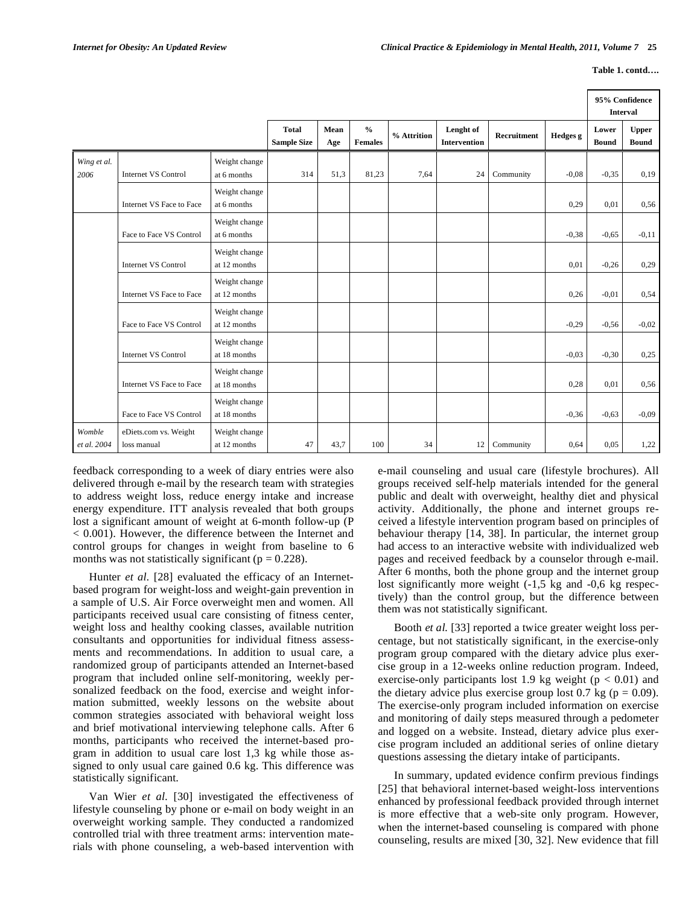**Table 1. contd….**

| | | | Total Sample Size | Mean Age | % Females | % Attrition | Lenght of Intervention | Recruitment | Hedges g | 95% Confidence Interval | |
|---|---|---|---|---|---|---|---|---|---|---|---|
| | | | | | | | | | | Lower Bound | Upper Bound |
| *Wing et al. 2006* | Internet VS Control | Weight change at 6 months | 314 | 51,3 | 81,23 | 7,64 | 24 | Community | -0,08 | -0,35 | 0,19 |
| | Internet VS Face to Face | Weight change at 6 months | | | | | | | 0,29 | 0,01 | 0,56 |
| | Face to Face VS Control | Weight change at 6 months | | | | | | | -0,38 | -0,65 | -0,11 |
| | Internet VS Control | Weight change at 12 months | | | | | | | 0,01 | -0,26 | 0,29 |
| | Internet VS Face to Face | Weight change at 12 months | | | | | | | 0,26 | -0,01 | 0,54 |
| | Face to Face VS Control | Weight change at 12 months | | | | | | | -0,29 | -0,56 | -0,02 |
| | Internet VS Control | Weight change at 18 months | | | | | | | -0,03 | -0,30 | 0,25 |
| | Internet VS Face to Face | Weight change at 18 months | | | | | | | 0,28 | 0,01 | 0,56 |
| | Face to Face VS Control | Weight change at 18 months | | | | | | | -0,36 | -0,63 | -0,09 |
| *Womble et al. 2004* | eDiets.com vs. Weight loss manual | Weight change at 12 months | 47 | 43,7 | 100 | 34 | 12 | Community | 0,64 | 0,05 | 1,22 |

feedback corresponding to a week of diary entries were also delivered through e-mail by the research team with strategies to address weight loss, reduce energy intake and increase energy expenditure. ITT analysis revealed that both groups lost a significant amount of weight at 6-month follow-up ($P < 0.001$). However, the difference between the Internet and control groups for changes in weight from baseline to 6 months was not statistically significant ($p = 0.228$).

Hunter *et al.* [28] evaluated the efficacy of an Internet-based program for weight-loss and weight-gain prevention in a sample of U.S. Air Force overweight men and women. All participants received usual care consisting of fitness center, weight loss and healthy cooking classes, available nutrition consultants and opportunities for individual fitness assessments and recommendations. In addition to usual care, a randomized group of participants attended an Internet-based program that included online self-monitoring, weekly personalized feedback on the food, exercise and weight information submitted, weekly lessons on the website about common strategies associated with behavioral weight loss and brief motivational interviewing telephone calls. After 6 months, participants who received the internet-based program in addition to usual care lost 1,3 kg while those assigned to only usual care gained 0.6 kg. This difference was statistically significant.

Van Wier *et al.* [30] investigated the effectiveness of lifestyle counseling by phone or e-mail on body weight in an overweight working sample. They conducted a randomized controlled trial with three treatment arms: intervention materials with phone counseling, a web-based intervention with e-mail counseling and usual care (lifestyle brochures). All groups received self-help materials intended for the general public and dealt with overweight, healthy diet and physical activity. Additionally, the phone and internet groups received a lifestyle intervention program based on principles of behaviour therapy [14, 38]. In particular, the internet group had access to an interactive website with individualized web pages and received feedback by a counselor through e-mail. After 6 months, both the phone group and the internet group lost significantly more weight (-1,5 kg and -0,6 kg respectively) than the control group, but the difference between them was not statistically significant.

Booth *et al.* [33] reported a twice greater weight loss percentage, but not statistically significant, in the exercise-only program group compared with the dietary advice plus exercise group in a 12-weeks online reduction program. Indeed, exercise-only participants lost 1.9 kg weight ($p < 0.01$) and the dietary advice plus exercise group lost 0.7 kg ($p = 0.09$). The exercise-only program included information on exercise and monitoring of daily steps measured through a pedometer and logged on a website. Instead, dietary advice plus exercise program included an additional series of online dietary questions assessing the dietary intake of participants.

In summary, updated evidence confirm previous findings [25] that behavioral internet-based weight-loss interventions enhanced by professional feedback provided through internet is more effective that a web-site only program. However, when the internet-based counseling is compared with phone counseling, results are mixed [30, 32]. New evidence that fill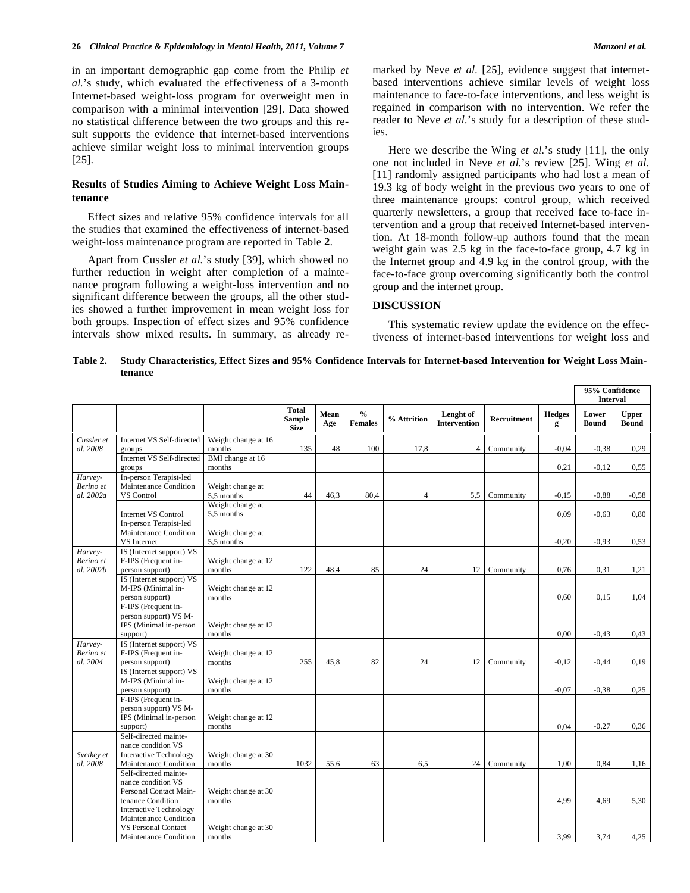in an important demographic gap come from the Philip *et al.*'s study, which evaluated the effectiveness of a 3-month Internet-based weight-loss program for overweight men in comparison with a minimal intervention [29]. Data showed no statistical difference between the two groups and this result supports the evidence that internet-based interventions achieve similar weight loss to minimal intervention groups [25].

## Results of Studies Aiming to Achieve Weight Loss Maintenance

Effect sizes and relative 95% confidence intervals for all the studies that examined the effectiveness of internet-based weight-loss maintenance program are reported in Table **2**.

Apart from Cussler *et al.*'s study [39], which showed no further reduction in weight after completion of a maintenance program following a weight-loss intervention and no significant difference between the groups, all the other studies showed a further improvement in mean weight loss for both groups. Inspection of effect sizes and 95% confidence intervals show mixed results. In summary, as already remarked by Neve *et al.* [25], evidence suggest that internet-based interventions achieve similar levels of weight loss maintenance to face-to-face interventions, and less weight is regained in comparison with no intervention. We refer the reader to Neve *et al.*'s study for a description of these studies.

Here we describe the Wing *et al.*'s study [11], the only one not included in Neve *et al.*'s review [25]. Wing *et al.* [11] randomly assigned participants who had lost a mean of 19.3 kg of body weight in the previous two years to one of three maintenance groups: control group, which received quarterly newsletters, a group that received face to-face intervention and a group that received Internet-based intervention. At 18-month follow-up authors found that the mean weight gain was 2.5 kg in the face-to-face group, 4.7 kg in the Internet group and 4.9 kg in the control group, with the face-to-face group overcoming significantly both the control group and the internet group.

## DISCUSSION

This systematic review update the evidence on the effectiveness of internet-based interventions for weight loss and

**Table 2. Study Characteristics, Effect Sizes and 95% Confidence Intervals for Internet-based Intervention for Weight Loss Maintenance**

| | | | | | | | | | | 95% Confidence Interval | |
|---|---|---|---|---|---|---|---|---|---|---|---|
| | | | **Total Sample Size** | **Mean Age** | **% Females** | **% Attrition** | **Lenght of Intervention** | **Recruitment** | **Hedges g** | **Lower Bound** | **Upper Bound** |
| *Cussler et al. 2008* | Internet VS Self-directed groups | Weight change at 16 months | 135 | 48 | 100 | 17,8 | 4 | Community | -0,04 | -0,38 | 0,29 |
| | Internet VS Self-directed groups | BMI change at 16 months | | | | | | | 0,21 | -0,12 | 0,55 |
| *Harvey-Berino et al. 2002a* | In-person Terapist-led Maintenance Condition VS Control | Weight change at 5,5 months | 44 | 46,3 | 80,4 | 4 | 5,5 | Community | -0,15 | -0,88 | -0,58 |
| | Internet VS Control | Weight change at 5,5 months | | | | | | | 0,09 | -0,63 | 0,80 |
| | In-person Terapist-led Maintenance Condition VS Internet | Weight change at 5,5 months | | | | | | | -0,20 | -0,93 | 0,53 |
| *Harvey-Berino et al. 2002b* | IS (Internet support) VS F-IPS (Frequent in-person support) | Weight change at 12 months | 122 | 48,4 | 85 | 24 | 12 | Community | 0,76 | 0,31 | 1,21 |
| | IS (Internet support) VS M-IPS (Minimal in-person support) | Weight change at 12 months | | | | | | | 0,60 | 0,15 | 1,04 |
| | F-IPS (Frequent in-person support) VS M-IPS (Minimal in-person support) | Weight change at 12 months | | | | | | | 0,00 | -0,43 | 0,43 |
| *Harvey-Berino et al. 2004* | IS (Internet support) VS F-IPS (Frequent in-person support) | Weight change at 12 months | 255 | 45,8 | 82 | 24 | 12 | Community | -0,12 | -0,44 | 0,19 |
| | IS (Internet support) VS M-IPS (Minimal in-person support) | Weight change at 12 months | | | | | | | -0,07 | -0,38 | 0,25 |
| | F-IPS (Frequent in-person support) VS M-IPS (Minimal in-person support) | Weight change at 12 months | | | | | | | 0,04 | -0,27 | 0,36 |
| *Svetkey et al. 2008* | Self-directed maintenance condition VS Interactive Technology Maintenance Condition | Weight change at 30 months | 1032 | 55,6 | 63 | 6,5 | 24 | Community | 1,00 | 0,84 | 1,16 |
| | Self-directed maintenance condition VS Personal Contact Maintenance Condition | Weight change at 30 months | | | | | | | 4,99 | 4,69 | 5,30 |
| | Interactive Technology Maintenance Condition VS Personal Contact Maintenance Condition | Weight change at 30 months | | | | | | | 3,99 | 3,74 | 4,25 |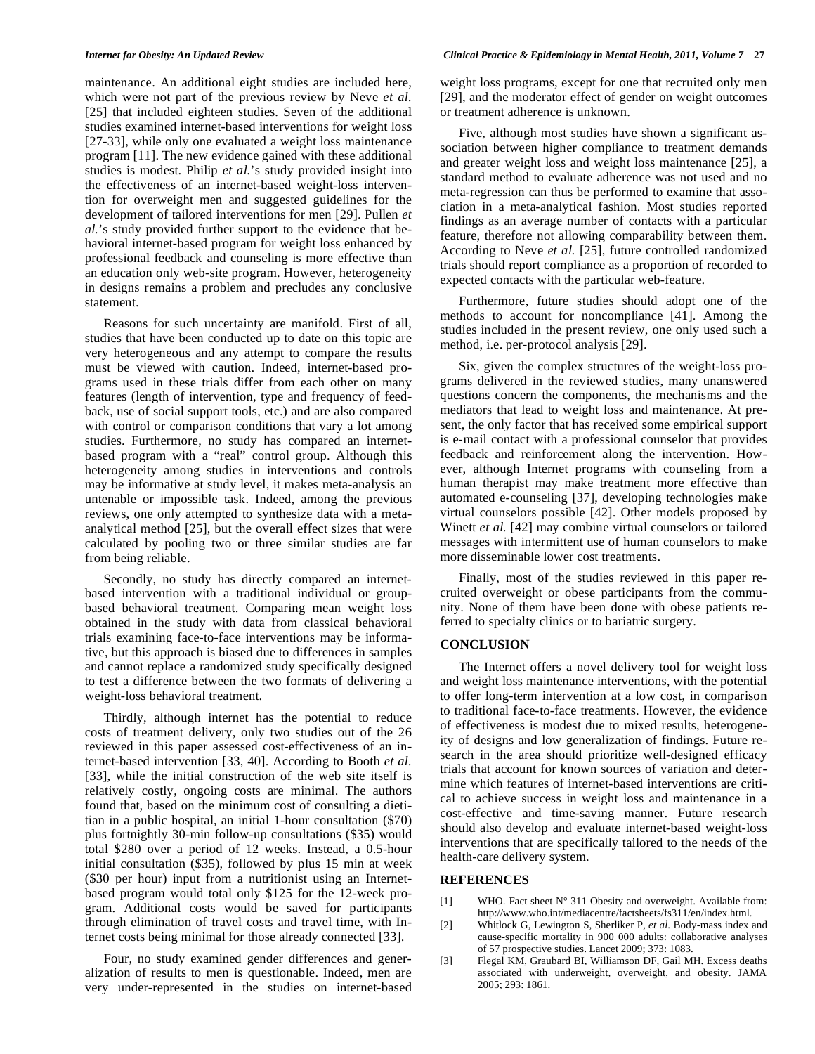maintenance. An additional eight studies are included here, which were not part of the previous review by Neve *et al.* [25] that included eighteen studies. Seven of the additional studies examined internet-based interventions for weight loss [27-33], while only one evaluated a weight loss maintenance program [11]. The new evidence gained with these additional studies is modest. Philip *et al.*'s study provided insight into the effectiveness of an internet-based weight-loss intervention for overweight men and suggested guidelines for the development of tailored interventions for men [29]. Pullen *et al.*'s study provided further support to the evidence that behavioral internet-based program for weight loss enhanced by professional feedback and counseling is more effective than an education only web-site program. However, heterogeneity in designs remains a problem and precludes any conclusive statement.

Reasons for such uncertainty are manifold. First of all, studies that have been conducted up to date on this topic are very heterogeneous and any attempt to compare the results must be viewed with caution. Indeed, internet-based programs used in these trials differ from each other on many features (length of intervention, type and frequency of feedback, use of social support tools, etc.) and are also compared with control or comparison conditions that vary a lot among studies. Furthermore, no study has compared an internet-based program with a "real" control group. Although this heterogeneity among studies in interventions and controls may be informative at study level, it makes meta-analysis an untenable or impossible task. Indeed, among the previous reviews, one only attempted to synthesize data with a meta-analytical method [25], but the overall effect sizes that were calculated by pooling two or three similar studies are far from being reliable.

Secondly, no study has directly compared an internet-based intervention with a traditional individual or group-based behavioral treatment. Comparing mean weight loss obtained in the study with data from classical behavioral trials examining face-to-face interventions may be informative, but this approach is biased due to differences in samples and cannot replace a randomized study specifically designed to test a difference between the two formats of delivering a weight-loss behavioral treatment.

Thirdly, although internet has the potential to reduce costs of treatment delivery, only two studies out of the 26 reviewed in this paper assessed cost-effectiveness of an internet-based intervention [33, 40]. According to Booth *et al.* [33], while the initial construction of the web site itself is relatively costly, ongoing costs are minimal. The authors found that, based on the minimum cost of consulting a dietitian in a public hospital, an initial 1-hour consultation ($70) plus fortnightly 30-min follow-up consultations ($35) would total $280 over a period of 12 weeks. Instead, a 0.5-hour initial consultation ($35), followed by plus 15 min at week ($30 per hour) input from a nutritionist using an Internet-based program would total only $125 for the 12-week program. Additional costs would be saved for participants through elimination of travel costs and travel time, with Internet costs being minimal for those already connected [33].

Four, no study examined gender differences and generalization of results to men is questionable. Indeed, men are very under-represented in the studies on internet-based weight loss programs, except for one that recruited only men [29], and the moderator effect of gender on weight outcomes or treatment adherence is unknown.

Five, although most studies have shown a significant association between higher compliance to treatment demands and greater weight loss and weight loss maintenance [25], a standard method to evaluate adherence was not used and no meta-regression can thus be performed to examine that association in a meta-analytical fashion. Most studies reported findings as an average number of contacts with a particular feature, therefore not allowing comparability between them. According to Neve *et al.* [25], future controlled randomized trials should report compliance as a proportion of recorded to expected contacts with the particular web-feature.

Furthermore, future studies should adopt one of the methods to account for noncompliance [41]. Among the studies included in the present review, one only used such a method, i.e. per-protocol analysis [29].

Six, given the complex structures of the weight-loss programs delivered in the reviewed studies, many unanswered questions concern the components, the mechanisms and the mediators that lead to weight loss and maintenance. At present, the only factor that has received some empirical support is e-mail contact with a professional counselor that provides feedback and reinforcement along the intervention. However, although Internet programs with counseling from a human therapist may make treatment more effective than automated e-counseling [37], developing technologies make virtual counselors possible [42]. Other models proposed by Winett *et al.* [42] may combine virtual counselors or tailored messages with intermittent use of human counselors to make more disseminable lower cost treatments.

Finally, most of the studies reviewed in this paper recruited overweight or obese participants from the community. None of them have been done with obese patients referred to specialty clinics or to bariatric surgery.

## CONCLUSION

The Internet offers a novel delivery tool for weight loss and weight loss maintenance interventions, with the potential to offer long-term intervention at a low cost, in comparison to traditional face-to-face treatments. However, the evidence of effectiveness is modest due to mixed results, heterogeneity of designs and low generalization of findings. Future research in the area should prioritize well-designed efficacy trials that account for known sources of variation and determine which features of internet-based interventions are critical to achieve success in weight loss and maintenance in a cost-effective and time-saving manner. Future research should also develop and evaluate internet-based weight-loss interventions that are specifically tailored to the needs of the health-care delivery system.

## REFERENCES

[1] WHO. Fact sheet N° 311 Obesity and overweight. Available from: http://www.who.int/mediacentre/factsheets/fs311/en/index.html.

[2] Whitlock G, Lewington S, Sherliker P, *et al.* Body-mass index and cause-specific mortality in 900 000 adults: collaborative analyses of 57 prospective studies. Lancet 2009; 373: 1083.

[3] Flegal KM, Graubard BI, Williamson DF, Gail MH. Excess deaths associated with underweight, overweight, and obesity. JAMA 2005; 293: 1861.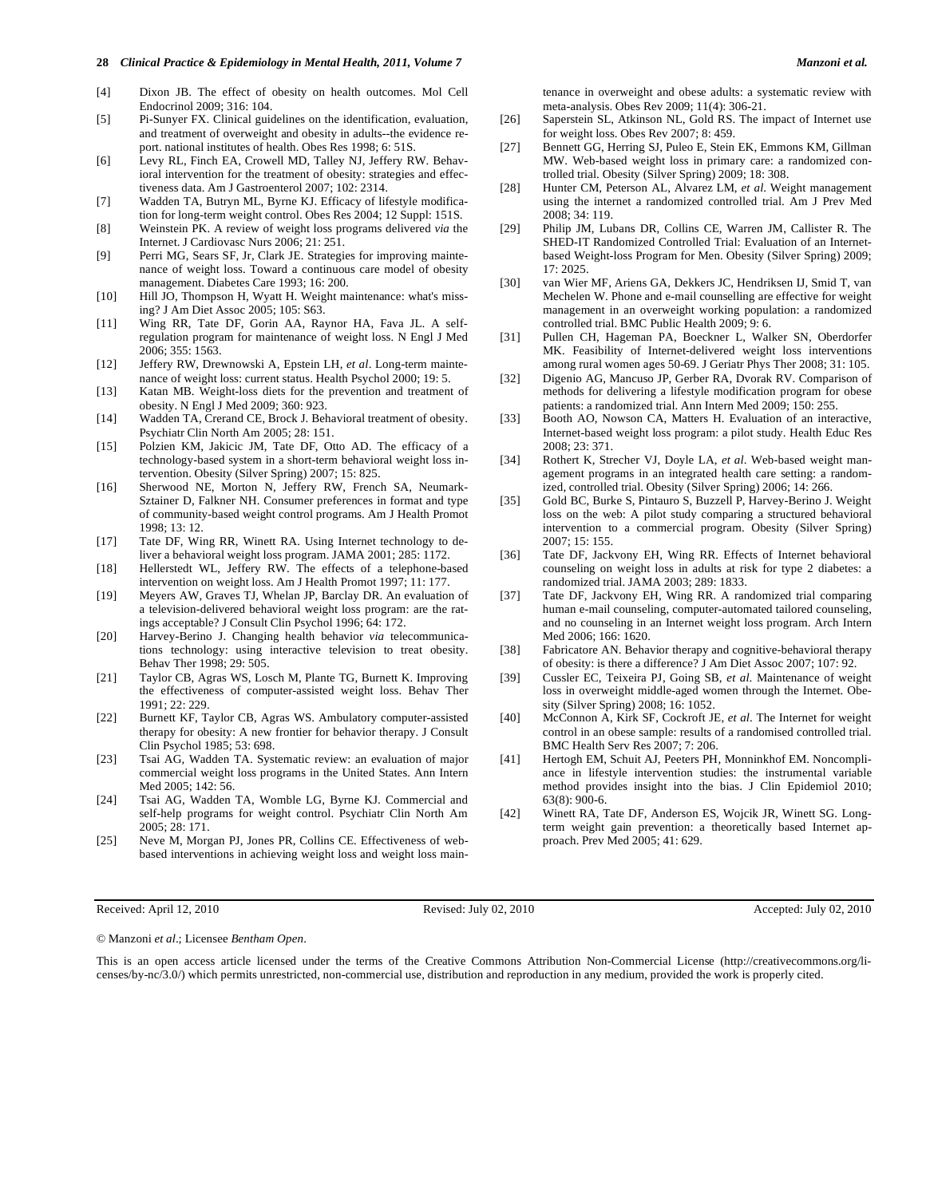[4] Dixon JB. The effect of obesity on health outcomes. Mol Cell Endocrinol 2009; 316: 104.

[5] Pi-Sunyer FX. Clinical guidelines on the identification, evaluation, and treatment of overweight and obesity in adults--the evidence report. national institutes of health. Obes Res 1998; 6: 51S.

[6] Levy RL, Finch EA, Crowell MD, Talley NJ, Jeffery RW. Behavioral intervention for the treatment of obesity: strategies and effectiveness data. Am J Gastroenterol 2007; 102: 2314.

[7] Wadden TA, Butryn ML, Byrne KJ. Efficacy of lifestyle modification for long-term weight control. Obes Res 2004; 12 Suppl: 151S.

[8] Weinstein PK. A review of weight loss programs delivered *via* the Internet. J Cardiovasc Nurs 2006; 21: 251.

[9] Perri MG, Sears SF, Jr, Clark JE. Strategies for improving maintenance of weight loss. Toward a continuous care model of obesity management. Diabetes Care 1993; 16: 200.

[10] Hill JO, Thompson H, Wyatt H. Weight maintenance: what's missing? J Am Diet Assoc 2005; 105: S63.

[11] Wing RR, Tate DF, Gorin AA, Raynor HA, Fava JL. A self-regulation program for maintenance of weight loss. N Engl J Med 2006; 355: 1563.

[12] Jeffery RW, Drewnowski A, Epstein LH, *et al*. Long-term maintenance of weight loss: current status. Health Psychol 2000; 19: 5.

[13] Katan MB. Weight-loss diets for the prevention and treatment of obesity. N Engl J Med 2009; 360: 923.

[14] Wadden TA, Crerand CE, Brock J. Behavioral treatment of obesity. Psychiatr Clin North Am 2005; 28: 151.

[15] Polzien KM, Jakicic JM, Tate DF, Otto AD. The efficacy of a technology-based system in a short-term behavioral weight loss intervention. Obesity (Silver Spring) 2007; 15: 825.

[16] Sherwood NE, Morton N, Jeffery RW, French SA, Neumark-Sztainer D, Falkner NH. Consumer preferences in format and type of community-based weight control programs. Am J Health Promot 1998; 13: 12.

[17] Tate DF, Wing RR, Winett RA. Using Internet technology to deliver a behavioral weight loss program. JAMA 2001; 285: 1172.

[18] Hellerstedt WL, Jeffery RW. The effects of a telephone-based intervention on weight loss. Am J Health Promot 1997; 11: 177.

[19] Meyers AW, Graves TJ, Whelan JP, Barclay DR. An evaluation of a television-delivered behavioral weight loss program: are the ratings acceptable? J Consult Clin Psychol 1996; 64: 172.

[20] Harvey-Berino J. Changing health behavior *via* telecommunications technology: using interactive television to treat obesity. Behav Ther 1998; 29: 505.

[21] Taylor CB, Agras WS, Losch M, Plante TG, Burnett K. Improving the effectiveness of computer-assisted weight loss. Behav Ther 1991; 22: 229.

[22] Burnett KF, Taylor CB, Agras WS. Ambulatory computer-assisted therapy for obesity: A new frontier for behavior therapy. J Consult Clin Psychol 1985; 53: 698.

[23] Tsai AG, Wadden TA. Systematic review: an evaluation of major commercial weight loss programs in the United States. Ann Intern Med 2005; 142: 56.

[24] Tsai AG, Wadden TA, Womble LG, Byrne KJ. Commercial and self-help programs for weight control. Psychiatr Clin North Am 2005; 28: 171.

[25] Neve M, Morgan PJ, Jones PR, Collins CE. Effectiveness of web-based interventions in achieving weight loss and weight loss maintenance in overweight and obese adults: a systematic review with meta-analysis. Obes Rev 2009; 11(4): 306-21.

[26] Saperstein SL, Atkinson NL, Gold RS. The impact of Internet use for weight loss. Obes Rev 2007; 8: 459.

[27] Bennett GG, Herring SJ, Puleo E, Stein EK, Emmons KM, Gillman MW. Web-based weight loss in primary care: a randomized controlled trial. Obesity (Silver Spring) 2009; 18: 308.

[28] Hunter CM, Peterson AL, Alvarez LM, *et al.* Weight management using the internet a randomized controlled trial. Am J Prev Med 2008; 34: 119.

[29] Philip JM, Lubans DR, Collins CE, Warren JM, Callister R. The SHED-IT Randomized Controlled Trial: Evaluation of an Internet-based Weight-loss Program for Men. Obesity (Silver Spring) 2009; 17: 2025.

[30] van Wier MF, Ariens GA, Dekkers JC, Hendriksen IJ, Smid T, van Mechelen W. Phone and e-mail counselling are effective for weight management in an overweight working population: a randomized controlled trial. BMC Public Health 2009; 9: 6.

[31] Pullen CH, Hageman PA, Boeckner L, Walker SN, Oberdorfer MK. Feasibility of Internet-delivered weight loss interventions among rural women ages 50-69. J Geriatr Phys Ther 2008; 31: 105.

[32] Digenio AG, Mancuso JP, Gerber RA, Dvorak RV. Comparison of methods for delivering a lifestyle modification program for obese patients: a randomized trial. Ann Intern Med 2009; 150: 255.

[33] Booth AO, Nowson CA, Matters H. Evaluation of an interactive, Internet-based weight loss program: a pilot study. Health Educ Res 2008; 23: 371.

[34] Rothert K, Strecher VJ, Doyle LA, *et al*. Web-based weight management programs in an integrated health care setting: a randomized, controlled trial. Obesity (Silver Spring) 2006; 14: 266.

[35] Gold BC, Burke S, Pintauro S, Buzzell P, Harvey-Berino J. Weight loss on the web: A pilot study comparing a structured behavioral intervention to a commercial program. Obesity (Silver Spring) 2007; 15: 155.

[36] Tate DF, Jackvony EH, Wing RR. Effects of Internet behavioral counseling on weight loss in adults at risk for type 2 diabetes: a randomized trial. JAMA 2003; 289: 1833.

[37] Tate DF, Jackvony EH, Wing RR. A randomized trial comparing human e-mail counseling, computer-automated tailored counseling, and no counseling in an Internet weight loss program. Arch Intern Med 2006; 166: 1620.

[38] Fabricatore AN. Behavior therapy and cognitive-behavioral therapy of obesity: is there a difference? J Am Diet Assoc 2007; 107: 92.

[39] Cussler EC, Teixeira PJ, Going SB, *et al.* Maintenance of weight loss in overweight middle-aged women through the Internet. Obesity (Silver Spring) 2008; 16: 1052.

[40] McConnon A, Kirk SF, Cockroft JE, *et al*. The Internet for weight control in an obese sample: results of a randomised controlled trial. BMC Health Serv Res 2007; 7: 206.

[41] Hertogh EM, Schuit AJ, Peeters PH, Monninkhof EM. Noncompliance in lifestyle intervention studies: the instrumental variable method provides insight into the bias. J Clin Epidemiol 2010; 63(8): 900-6.

[42] Winett RA, Tate DF, Anderson ES, Wojcik JR, Winett SG. Long-term weight gain prevention: a theoretically based Internet approach. Prev Med 2005; 41: 629.

Received: April 12, 2010 Revised: July 02, 2010 Accepted: July 02, 2010

© Manzoni *et al*.; Licensee *Bentham Open*.

This is an open access article licensed under the terms of the Creative Commons Attribution Non-Commercial License (http://creativecommons.org/licenses/by-nc/3.0/) which permits unrestricted, non-commercial use, distribution and reproduction in any medium, provided the work is properly cited.